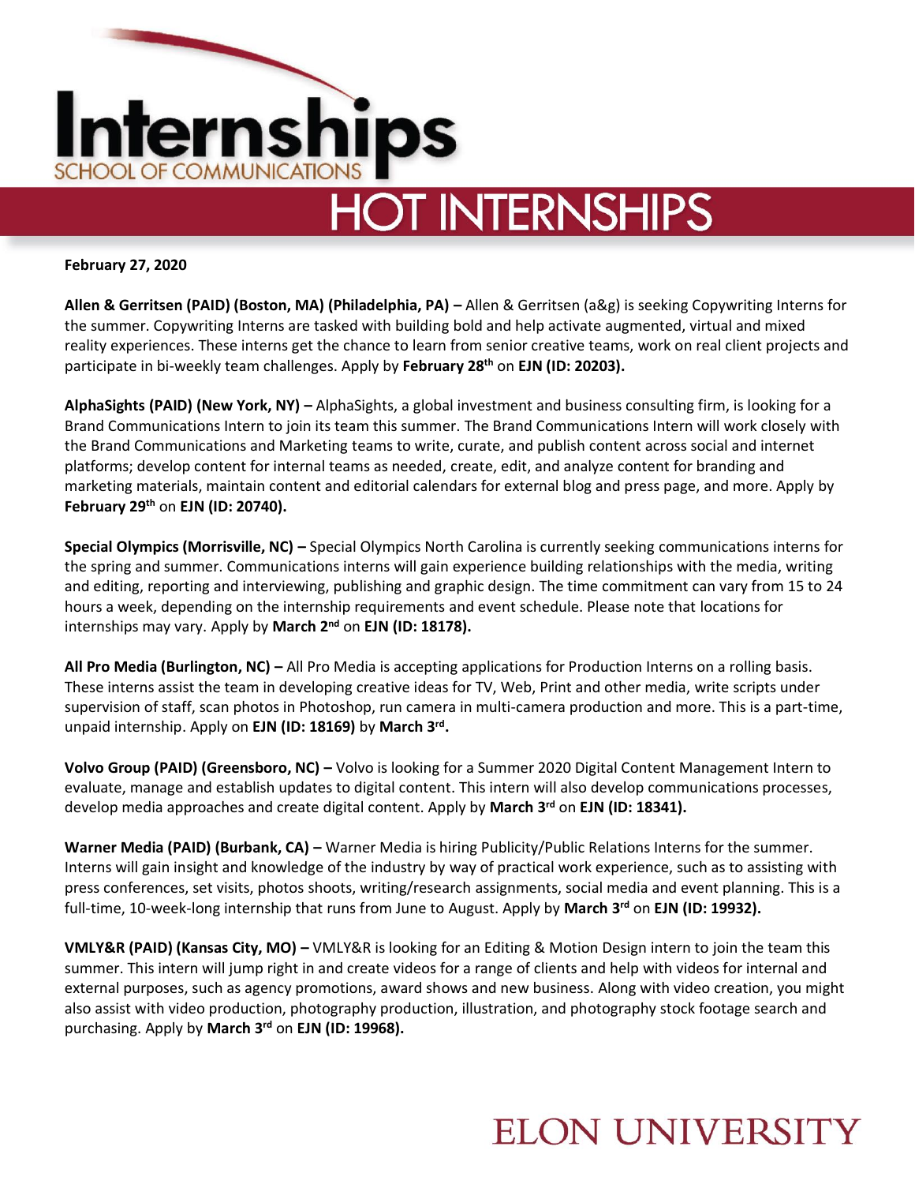# Internships

SCHOOL OF COMMUNICATIONS

## HOT INTERNSHIPS

**February 27, 2020**

**Allen & Gerritsen (PAID) (Boston, MA) (Philadelphia, PA) –** Allen & Gerritsen (a&g) is seeking Copywriting Interns for the summer. Copywriting Interns are tasked with building bold and help activate augmented, virtual and mixed reality experiences. These interns get the chance to learn from senior creative teams, work on real client projects and participate in bi-weekly team challenges. Apply by **February 28th** on **EJN (ID: 20203).**

**AlphaSights (PAID) (New York, NY) –** AlphaSights, a global investment and business consulting firm, is looking for a Brand Communications Intern to join its team this summer. The Brand Communications Intern will work closely with the Brand Communications and Marketing teams to write, curate, and publish content across social and internet platforms; develop content for internal teams as needed, create, edit, and analyze content for branding and marketing materials, maintain content and editorial calendars for external blog and press page, and more. Apply by **February 29th** on **EJN (ID: 20740).**

**Special Olympics (Morrisville, NC) –** Special Olympics North Carolina is currently seeking communications interns for the spring and summer. Communications interns will gain experience building relationships with the media, writing and editing, reporting and interviewing, publishing and graphic design. The time commitment can vary from 15 to 24 hours a week, depending on the internship requirements and event schedule. Please note that locations for internships may vary. Apply by **March 2nd** on **EJN (ID: 18178).**

**All Pro Media (Burlington, NC) –** All Pro Media is accepting applications for Production Interns on a rolling basis. These interns assist the team in developing creative ideas for TV, Web, Print and other media, write scripts under supervision of staff, scan photos in Photoshop, run camera in multi-camera production and more. This is a part-time, unpaid internship. Apply on **EJN (ID: 18169)** by **March 3rd.**

**Volvo Group (PAID) (Greensboro, NC) –** Volvo is looking for a Summer 2020 Digital Content Management Intern to evaluate, manage and establish updates to digital content. This intern will also develop communications processes, develop media approaches and create digital content. Apply by **March 3rd** on **EJN (ID: 18341).**

**Warner Media (PAID) (Burbank, CA) –** Warner Media is hiring Publicity/Public Relations Interns for the summer. Interns will gain insight and knowledge of the industry by way of practical work experience, such as to assisting with press conferences, set visits, photos shoots, writing/research assignments, social media and event planning. This is a full-time, 10-week-long internship that runs from June to August. Apply by **March 3rd** on **EJN (ID: 19932).**

**VMLY&R (PAID) (Kansas City, MO) –** VMLY&R is looking for an Editing & Motion Design intern to join the team this summer. This intern will jump right in and create videos for a range of clients and help with videos for internal and external purposes, such as agency promotions, award shows and new business. Along with video creation, you might also assist with video production, photography production, illustration, and photography stock footage search and purchasing. Apply by **March 3rd** on **EJN (ID: 19968).**

ELON UNIVERSITY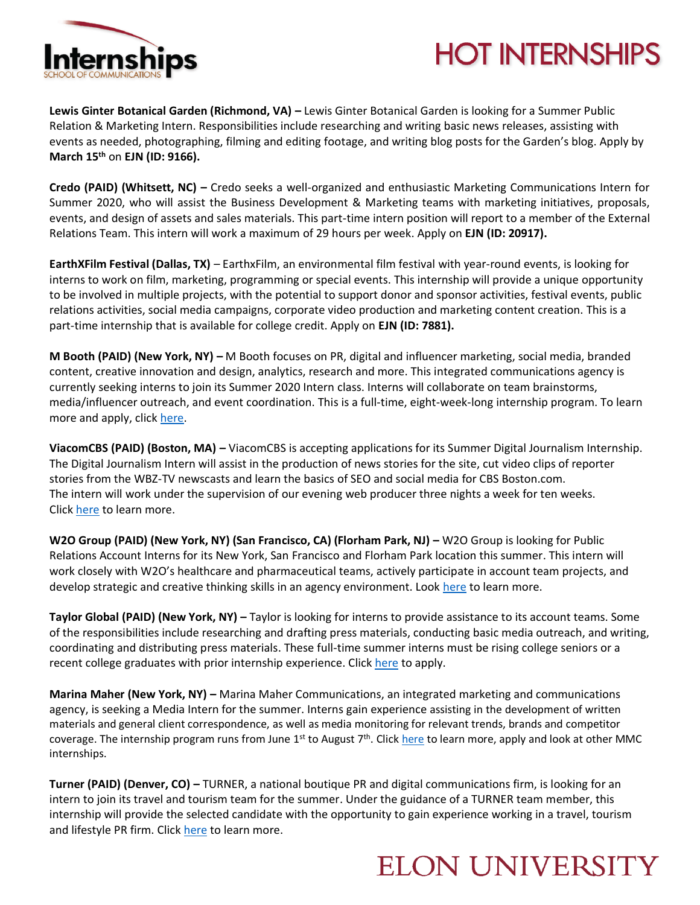**Lewis Ginter Botanical Garden (Richmond, VA) –** Lewis Ginter Botanical Garden is looking for a Summer Public Relation & Marketing Intern. Responsibilities include researching and writing basic news releases, assisting with events as needed, photographing, filming and editing footage, and writing blog posts for the Garden's blog. Apply by **March 15th** on **EJN (ID: 9166).**

**Credo (PAID) (Whitsett, NC) –** Credo seeks a well-organized and enthusiastic Marketing Communications Intern for Summer 2020, who will assist the Business Development & Marketing teams with marketing initiatives, proposals, events, and design of assets and sales materials. This part-time intern position will report to a member of the External Relations Team. This intern will work a maximum of 29 hours per week. Apply on **EJN (ID: 20917).**

**EarthXFilm Festival (Dallas, TX)** – EarthxFilm, an environmental film festival with year-round events, is looking for interns to work on film, marketing, programming or special events. This internship will provide a unique opportunity to be involved in multiple projects, with the potential to support donor and sponsor activities, festival events, public relations activities, social media campaigns, corporate video production and marketing content creation. This is a part-time internship that is available for college credit. Apply on **EJN (ID: 7881).**

**M Booth (PAID) (New York, NY) –** M Booth focuses on PR, digital and influencer marketing, social media, branded content, creative innovation and design, analytics, research and more. This integrated communications agency is currently seeking interns to join its Summer 2020 Intern class. Interns will collaborate on team brainstorms, media/influencer outreach, and event coordination. This is a full-time, eight-week-long internship program. To learn more and apply, click here.

**ViacomCBS (PAID) (Boston, MA) –** ViacomCBS is accepting applications for its Summer Digital Journalism Internship. The Digital Journalism Intern will assist in the production of news stories for the site, cut video clips of reporter stories from the WBZ-TV newscasts and learn the basics of SEO and social media for CBS Boston.com. The intern will work under the supervision of our evening web producer three nights a week for ten weeks. Click here to learn more.

**W2O Group (PAID) (New York, NY) (San Francisco, CA) (Florham Park, NJ) –** W2O Group is looking for Public Relations Account Interns for its New York, San Francisco and Florham Park location this summer. This intern will work closely with W2O's healthcare and pharmaceutical teams, actively participate in account team projects, and develop strategic and creative thinking skills in an agency environment. Look here to learn more.

**Taylor Global (PAID) (New York, NY) –** Taylor is looking for interns to provide assistance to its account teams. Some of the responsibilities include researching and drafting press materials, conducting basic media outreach, and writing, coordinating and distributing press materials. These full-time summer interns must be rising college seniors or a recent college graduates with prior internship experience. Click here to apply.

**Marina Maher (New York, NY) –** Marina Maher Communications, an integrated marketing and communications agency, is seeking a Media Intern for the summer. Interns gain experience assisting in the development of written materials and general client correspondence, as well as media monitoring for relevant trends, brands and competitor coverage. The internship program runs from June 1st to August 7th. Click here to learn more, apply and look at other MMC internships.

**Turner (PAID) (Denver, CO) –** TURNER, a national boutique PR and digital communications firm, is looking for an intern to join its travel and tourism team for the summer. Under the guidance of a TURNER team member, this internship will provide the selected candidate with the opportunity to gain experience working in a travel, tourism and lifestyle PR firm. Click here to learn more.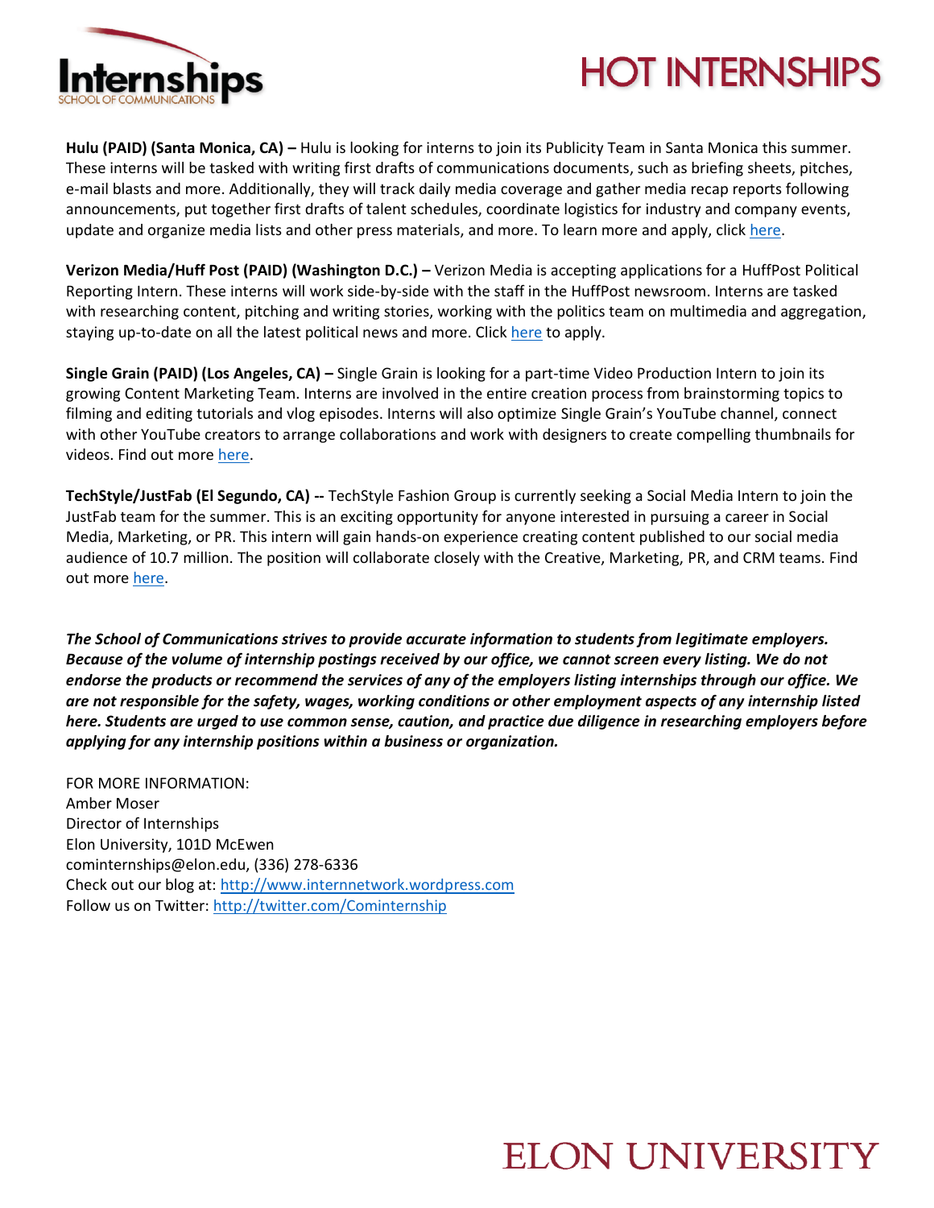# HOT INTERNSHIPS

**Hulu (PAID) (Santa Monica, CA) –** Hulu is looking for interns to join its Publicity Team in Santa Monica this summer. These interns will be tasked with writing first drafts of communications documents, such as briefing sheets, pitches, e-mail blasts and more. Additionally, they will track daily media coverage and gather media recap reports following announcements, put together first drafts of talent schedules, coordinate logistics for industry and company events, update and organize media lists and other press materials, and more. To learn more and apply, click here.

**Verizon Media/Huff Post (PAID) (Washington D.C.) –** Verizon Media is accepting applications for a HuffPost Political Reporting Intern. These interns will work side-by-side with the staff in the HuffPost newsroom. Interns are tasked with researching content, pitching and writing stories, working with the politics team on multimedia and aggregation, staying up-to-date on all the latest political news and more. Click here to apply.

**Single Grain (PAID) (Los Angeles, CA) –** Single Grain is looking for a part-time Video Production Intern to join its growing Content Marketing Team. Interns are involved in the entire creation process from brainstorming topics to filming and editing tutorials and vlog episodes. Interns will also optimize Single Grain's YouTube channel, connect with other YouTube creators to arrange collaborations and work with designers to create compelling thumbnails for videos. Find out more here.

**TechStyle/JustFab (El Segundo, CA) --** TechStyle Fashion Group is currently seeking a Social Media Intern to join the JustFab team for the summer. This is an exciting opportunity for anyone interested in pursuing a career in Social Media, Marketing, or PR. This intern will gain hands-on experience creating content published to our social media audience of 10.7 million. The position will collaborate closely with the Creative, Marketing, PR, and CRM teams. Find out more here.

***The School of Communications strives to provide accurate information to students from legitimate employers. Because of the volume of internship postings received by our office, we cannot screen every listing. We do not endorse the products or recommend the services of any of the employers listing internships through our office. We are not responsible for the safety, wages, working conditions or other employment aspects of any internship listed here. Students are urged to use common sense, caution, and practice due diligence in researching employers before applying for any internship positions within a business or organization.***

FOR MORE INFORMATION:
Amber Moser
Director of Internships
Elon University, 101D McEwen
cominternships@elon.edu, (336) 278-6336
Check out our blog at: http://www.internnetwork.wordpress.com
Follow us on Twitter: http://twitter.com/Cominternship